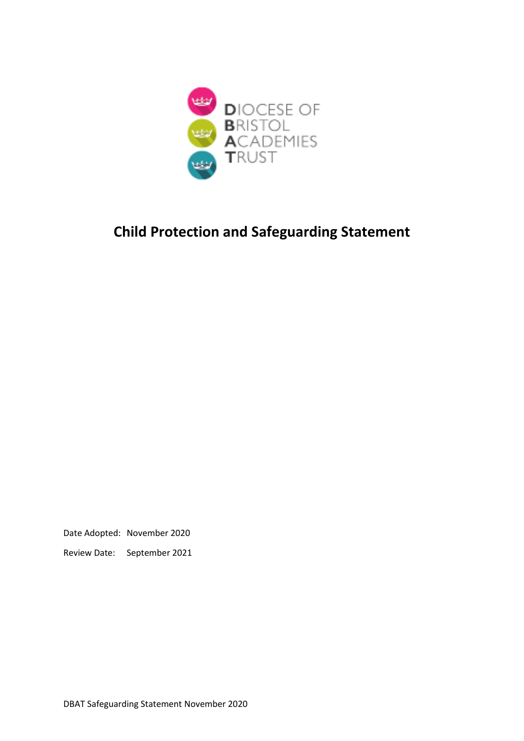DIOCESE OF
BRISTOL
ACADEMIES
TRUST

# Child Protection and Safeguarding Statement

Date Adopted: November 2020

Review Date: September 2021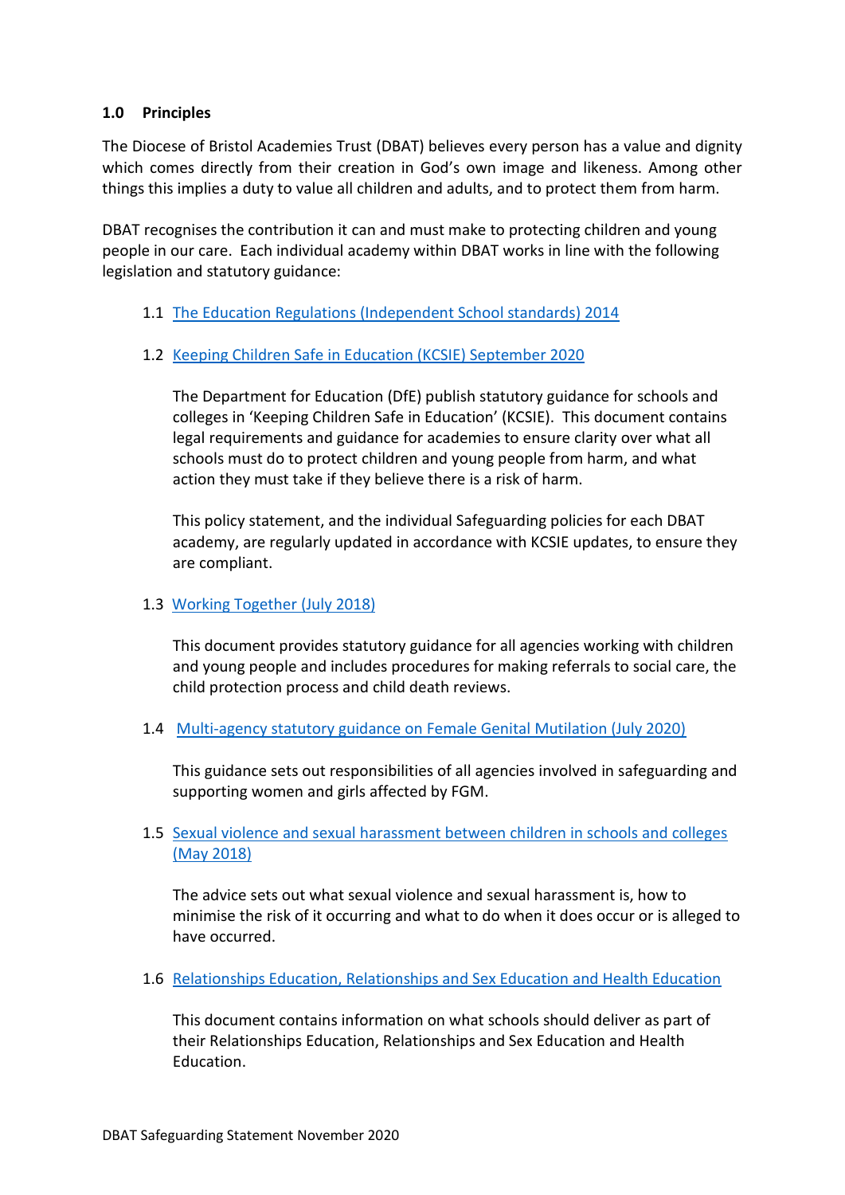## 1.0 Principles

The Diocese of Bristol Academies Trust (DBAT) believes every person has a value and dignity which comes directly from their creation in God's own image and likeness. Among other things this implies a duty to value all children and adults, and to protect them from harm.

DBAT recognises the contribution it can and must make to protecting children and young people in our care. Each individual academy within DBAT works in line with the following legislation and statutory guidance:

1.1 The Education Regulations (Independent School standards) 2014

1.2 Keeping Children Safe in Education (KCSIE) September 2020

The Department for Education (DfE) publish statutory guidance for schools and colleges in 'Keeping Children Safe in Education' (KCSIE). This document contains legal requirements and guidance for academies to ensure clarity over what all schools must do to protect children and young people from harm, and what action they must take if they believe there is a risk of harm.

This policy statement, and the individual Safeguarding policies for each DBAT academy, are regularly updated in accordance with KCSIE updates, to ensure they are compliant.

1.3 Working Together (July 2018)

This document provides statutory guidance for all agencies working with children and young people and includes procedures for making referrals to social care, the child protection process and child death reviews.

1.4 Multi-agency statutory guidance on Female Genital Mutilation (July 2020)

This guidance sets out responsibilities of all agencies involved in safeguarding and supporting women and girls affected by FGM.

1.5 Sexual violence and sexual harassment between children in schools and colleges (May 2018)

The advice sets out what sexual violence and sexual harassment is, how to minimise the risk of it occurring and what to do when it does occur or is alleged to have occurred.

1.6 Relationships Education, Relationships and Sex Education and Health Education

This document contains information on what schools should deliver as part of their Relationships Education, Relationships and Sex Education and Health Education.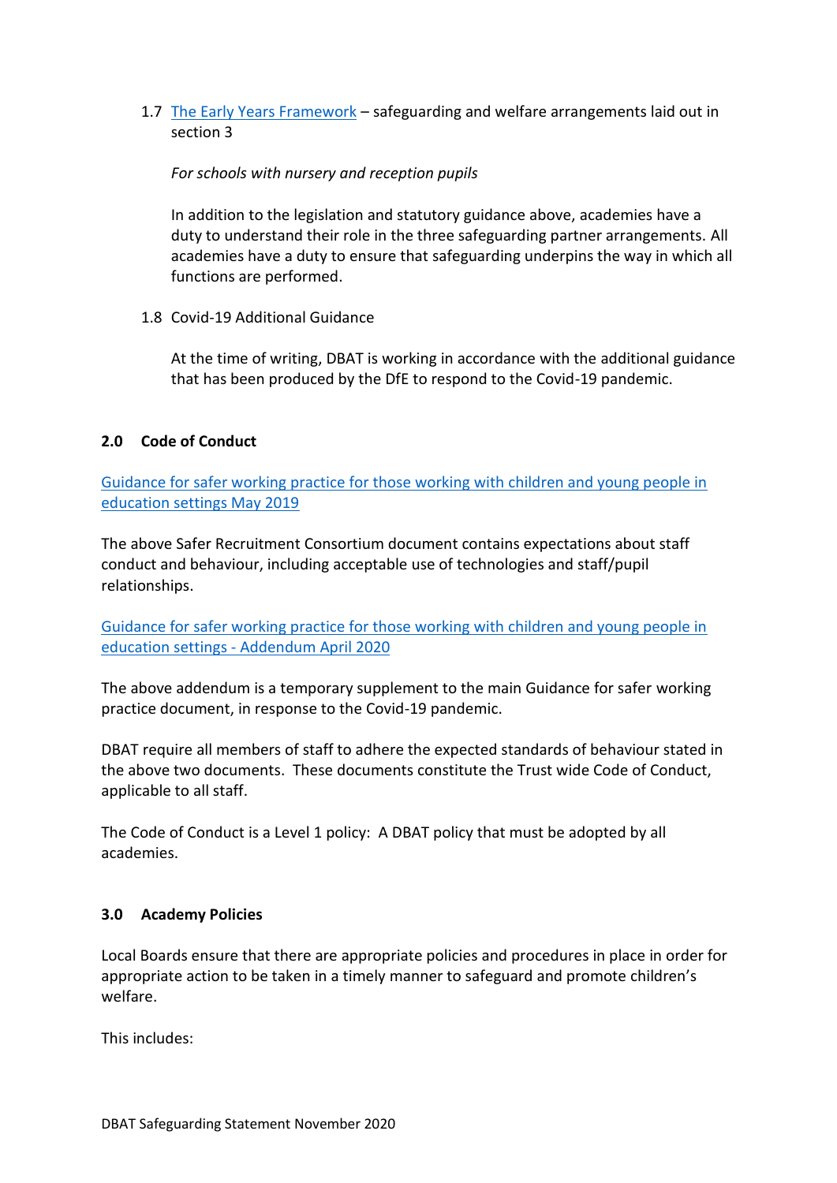1.7 [The Early Years Framework](#) – safeguarding and welfare arrangements laid out in section 3

*For schools with nursery and reception pupils*

In addition to the legislation and statutory guidance above, academies have a duty to understand their role in the three safeguarding partner arrangements. All academies have a duty to ensure that safeguarding underpins the way in which all functions are performed.

1.8 Covid-19 Additional Guidance

At the time of writing, DBAT is working in accordance with the additional guidance that has been produced by the DfE to respond to the Covid-19 pandemic.

## 2.0 Code of Conduct

[Guidance for safer working practice for those working with children and young people in education settings May 2019](#)

The above Safer Recruitment Consortium document contains expectations about staff conduct and behaviour, including acceptable use of technologies and staff/pupil relationships.

[Guidance for safer working practice for those working with children and young people in education settings - Addendum April 2020](#)

The above addendum is a temporary supplement to the main Guidance for safer working practice document, in response to the Covid-19 pandemic.

DBAT require all members of staff to adhere the expected standards of behaviour stated in the above two documents. These documents constitute the Trust wide Code of Conduct, applicable to all staff.

The Code of Conduct is a Level 1 policy: A DBAT policy that must be adopted by all academies.

## 3.0 Academy Policies

Local Boards ensure that there are appropriate policies and procedures in place in order for appropriate action to be taken in a timely manner to safeguard and promote children's welfare.

This includes: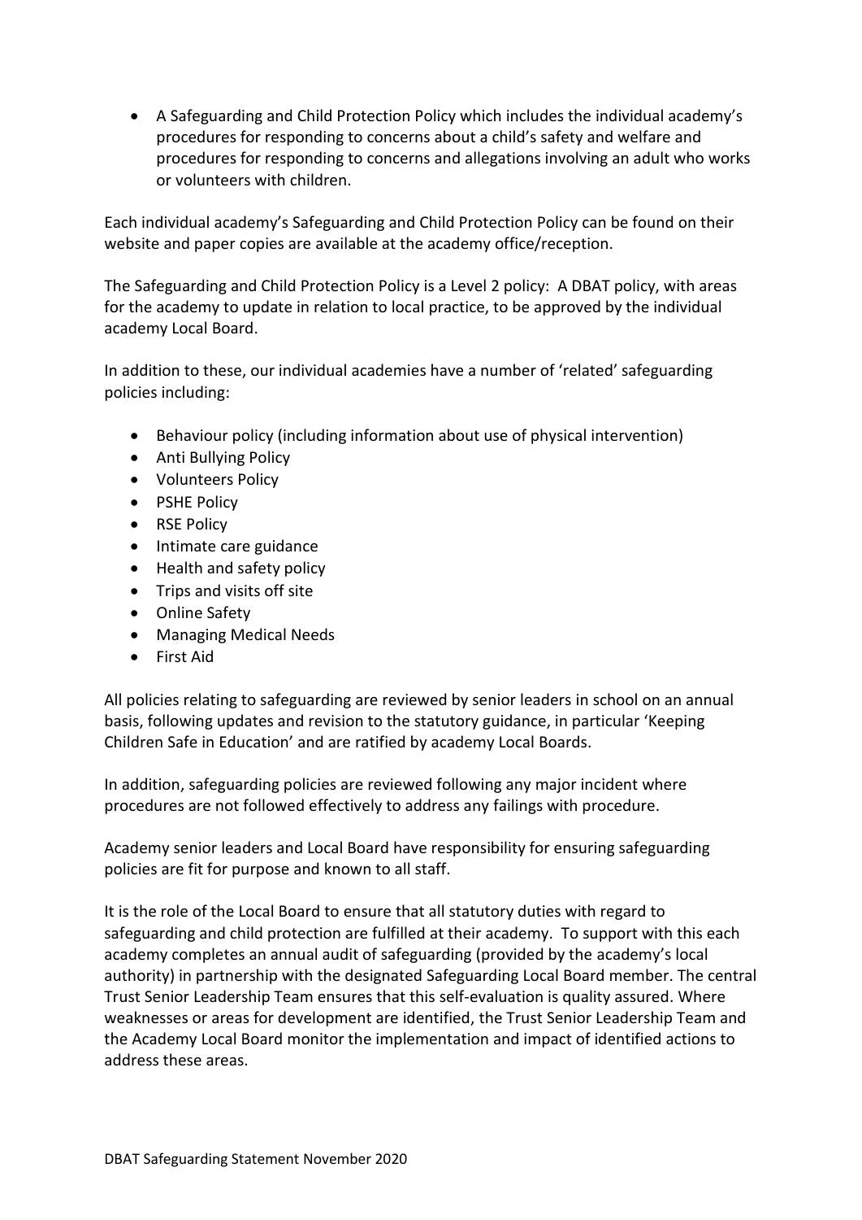- A Safeguarding and Child Protection Policy which includes the individual academy's procedures for responding to concerns about a child's safety and welfare and procedures for responding to concerns and allegations involving an adult who works or volunteers with children.

Each individual academy's Safeguarding and Child Protection Policy can be found on their website and paper copies are available at the academy office/reception.

The Safeguarding and Child Protection Policy is a Level 2 policy: A DBAT policy, with areas for the academy to update in relation to local practice, to be approved by the individual academy Local Board.

In addition to these, our individual academies have a number of 'related' safeguarding policies including:

- Behaviour policy (including information about use of physical intervention)
- Anti Bullying Policy
- Volunteers Policy
- PSHE Policy
- RSE Policy
- Intimate care guidance
- Health and safety policy
- Trips and visits off site
- Online Safety
- Managing Medical Needs
- First Aid

All policies relating to safeguarding are reviewed by senior leaders in school on an annual basis, following updates and revision to the statutory guidance, in particular 'Keeping Children Safe in Education' and are ratified by academy Local Boards.

In addition, safeguarding policies are reviewed following any major incident where procedures are not followed effectively to address any failings with procedure.

Academy senior leaders and Local Board have responsibility for ensuring safeguarding policies are fit for purpose and known to all staff.

It is the role of the Local Board to ensure that all statutory duties with regard to safeguarding and child protection are fulfilled at their academy. To support with this each academy completes an annual audit of safeguarding (provided by the academy's local authority) in partnership with the designated Safeguarding Local Board member. The central Trust Senior Leadership Team ensures that this self-evaluation is quality assured. Where weaknesses or areas for development are identified, the Trust Senior Leadership Team and the Academy Local Board monitor the implementation and impact of identified actions to address these areas.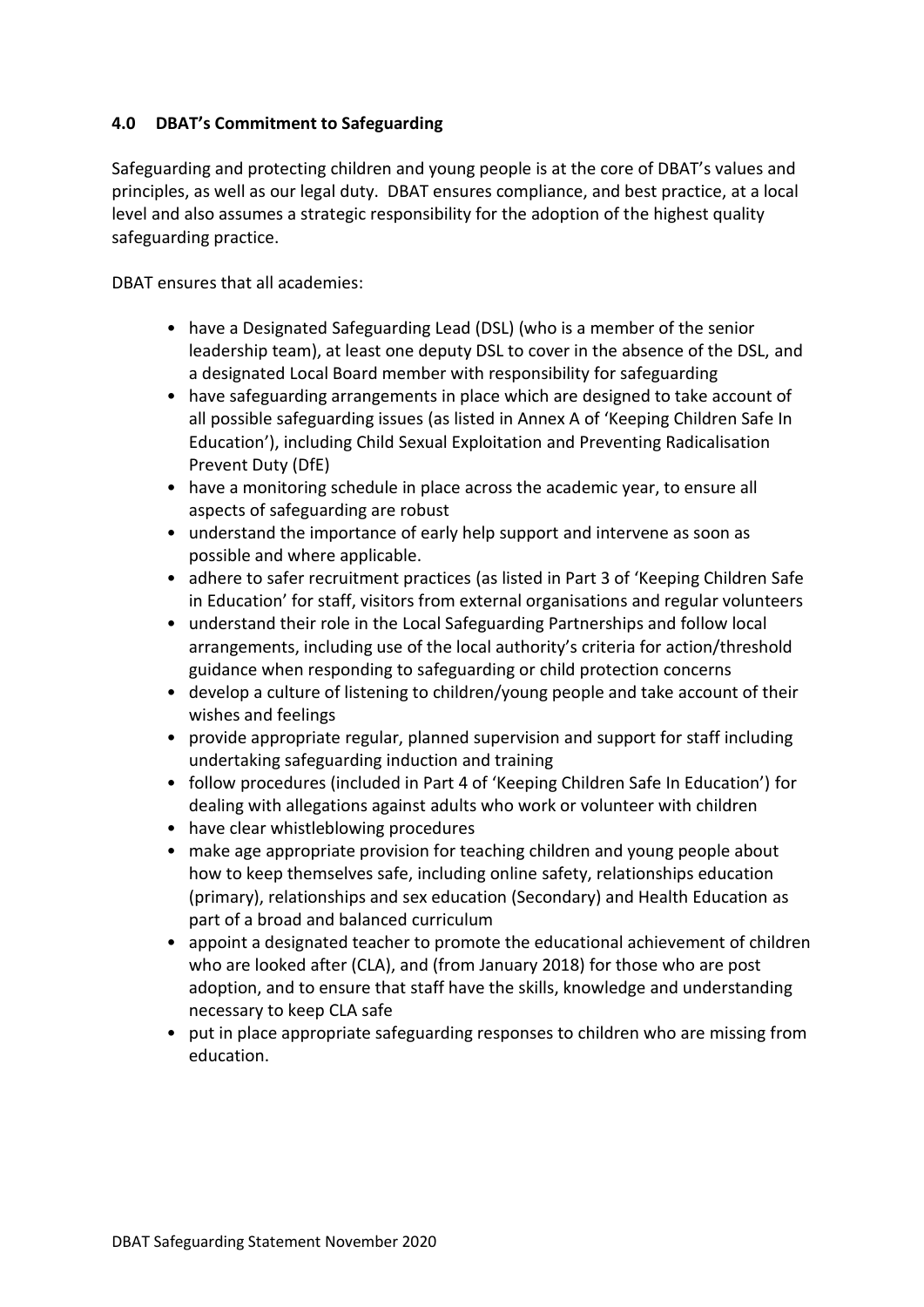## 4.0 DBAT's Commitment to Safeguarding

Safeguarding and protecting children and young people is at the core of DBAT's values and principles, as well as our legal duty. DBAT ensures compliance, and best practice, at a local level and also assumes a strategic responsibility for the adoption of the highest quality safeguarding practice.

DBAT ensures that all academies:

- have a Designated Safeguarding Lead (DSL) (who is a member of the senior leadership team), at least one deputy DSL to cover in the absence of the DSL, and a designated Local Board member with responsibility for safeguarding
- have safeguarding arrangements in place which are designed to take account of all possible safeguarding issues (as listed in Annex A of 'Keeping Children Safe In Education'), including Child Sexual Exploitation and Preventing Radicalisation Prevent Duty (DfE)
- have a monitoring schedule in place across the academic year, to ensure all aspects of safeguarding are robust
- understand the importance of early help support and intervene as soon as possible and where applicable.
- adhere to safer recruitment practices (as listed in Part 3 of 'Keeping Children Safe in Education' for staff, visitors from external organisations and regular volunteers
- understand their role in the Local Safeguarding Partnerships and follow local arrangements, including use of the local authority's criteria for action/threshold guidance when responding to safeguarding or child protection concerns
- develop a culture of listening to children/young people and take account of their wishes and feelings
- provide appropriate regular, planned supervision and support for staff including undertaking safeguarding induction and training
- follow procedures (included in Part 4 of 'Keeping Children Safe In Education') for dealing with allegations against adults who work or volunteer with children
- have clear whistleblowing procedures
- make age appropriate provision for teaching children and young people about how to keep themselves safe, including online safety, relationships education (primary), relationships and sex education (Secondary) and Health Education as part of a broad and balanced curriculum
- appoint a designated teacher to promote the educational achievement of children who are looked after (CLA), and (from January 2018) for those who are post adoption, and to ensure that staff have the skills, knowledge and understanding necessary to keep CLA safe
- put in place appropriate safeguarding responses to children who are missing from education.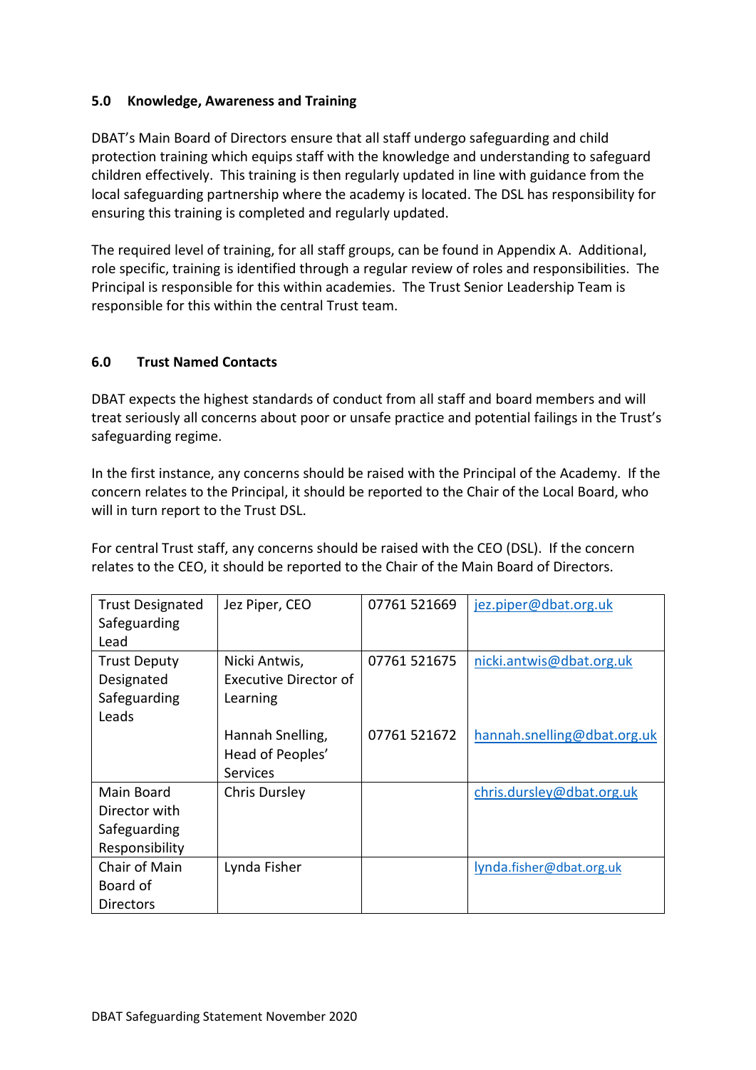## 5.0 Knowledge, Awareness and Training

DBAT's Main Board of Directors ensure that all staff undergo safeguarding and child protection training which equips staff with the knowledge and understanding to safeguard children effectively. This training is then regularly updated in line with guidance from the local safeguarding partnership where the academy is located. The DSL has responsibility for ensuring this training is completed and regularly updated.

The required level of training, for all staff groups, can be found in Appendix A. Additional, role specific, training is identified through a regular review of roles and responsibilities. The Principal is responsible for this within academies. The Trust Senior Leadership Team is responsible for this within the central Trust team.

## 6.0 Trust Named Contacts

DBAT expects the highest standards of conduct from all staff and board members and will treat seriously all concerns about poor or unsafe practice and potential failings in the Trust's safeguarding regime.

In the first instance, any concerns should be raised with the Principal of the Academy. If the concern relates to the Principal, it should be reported to the Chair of the Local Board, who will in turn report to the Trust DSL.

For central Trust staff, any concerns should be raised with the CEO (DSL). If the concern relates to the CEO, it should be reported to the Chair of the Main Board of Directors.

| | | | |
|---|---|---|---|
| Trust Designated Safeguarding Lead | Jez Piper, CEO | 07761 521669 | jez.piper@dbat.org.uk |
| Trust Deputy Designated Safeguarding Leads | Nicki Antwis, Executive Director of Learning | 07761 521675 | nicki.antwis@dbat.org.uk |
| | Hannah Snelling, Head of Peoples' Services | 07761 521672 | hannah.snelling@dbat.org.uk |
| Main Board Director with Safeguarding Responsibility | Chris Dursley | | chris.dursley@dbat.org.uk |
| Chair of Main Board of Directors | Lynda Fisher | | lynda.fisher@dbat.org.uk |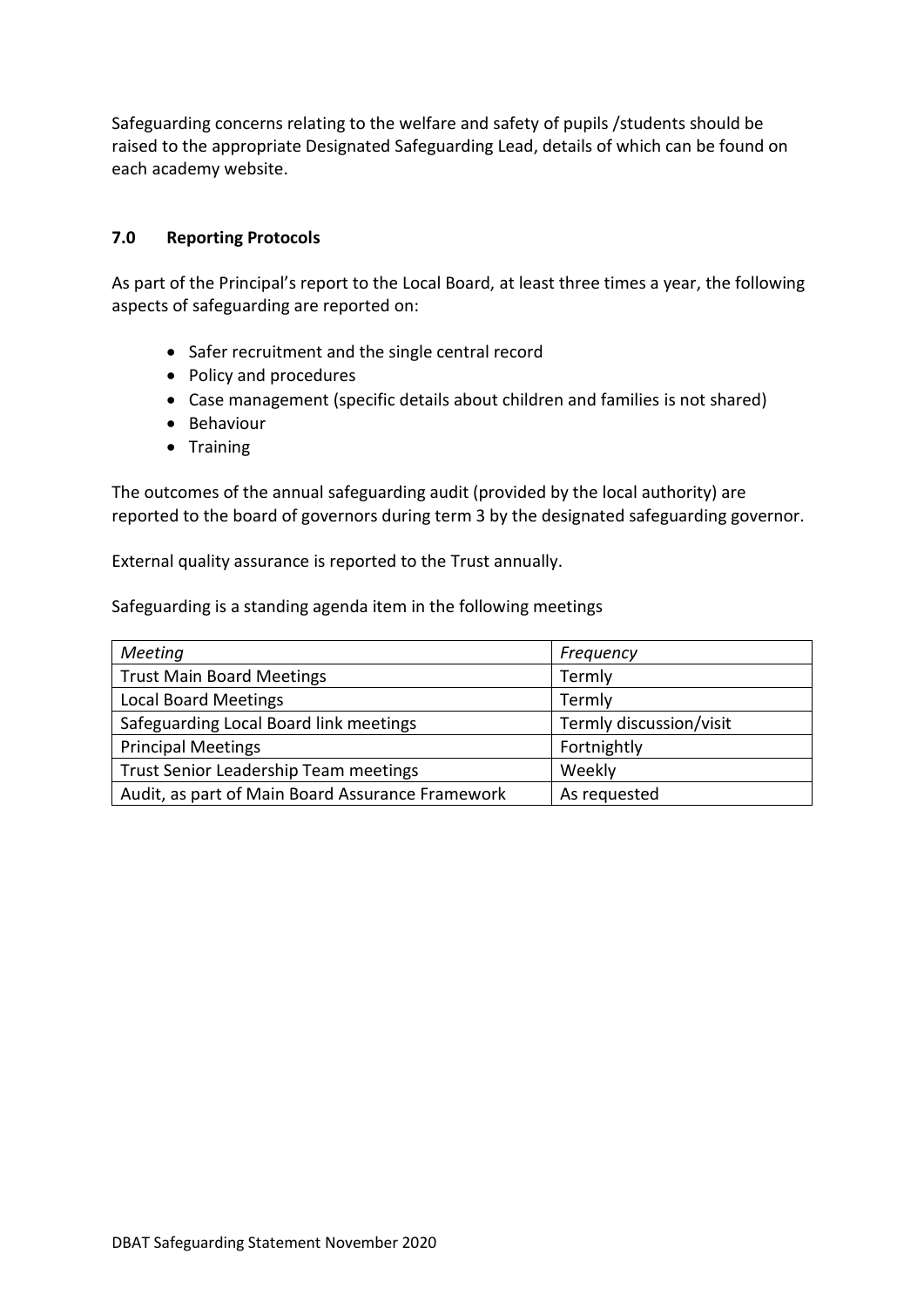Safeguarding concerns relating to the welfare and safety of pupils /students should be raised to the appropriate Designated Safeguarding Lead, details of which can be found on each academy website.

## 7.0 Reporting Protocols

As part of the Principal's report to the Local Board, at least three times a year, the following aspects of safeguarding are reported on:

- Safer recruitment and the single central record
- Policy and procedures
- Case management (specific details about children and families is not shared)
- Behaviour
- Training

The outcomes of the annual safeguarding audit (provided by the local authority) are reported to the board of governors during term 3 by the designated safeguarding governor.

External quality assurance is reported to the Trust annually.

Safeguarding is a standing agenda item in the following meetings

| *Meeting* | *Frequency* |
|---|---|
| Trust Main Board Meetings | Termly |
| Local Board Meetings | Termly |
| Safeguarding Local Board link meetings | Termly discussion/visit |
| Principal Meetings | Fortnightly |
| Trust Senior Leadership Team meetings | Weekly |
| Audit, as part of Main Board Assurance Framework | As requested |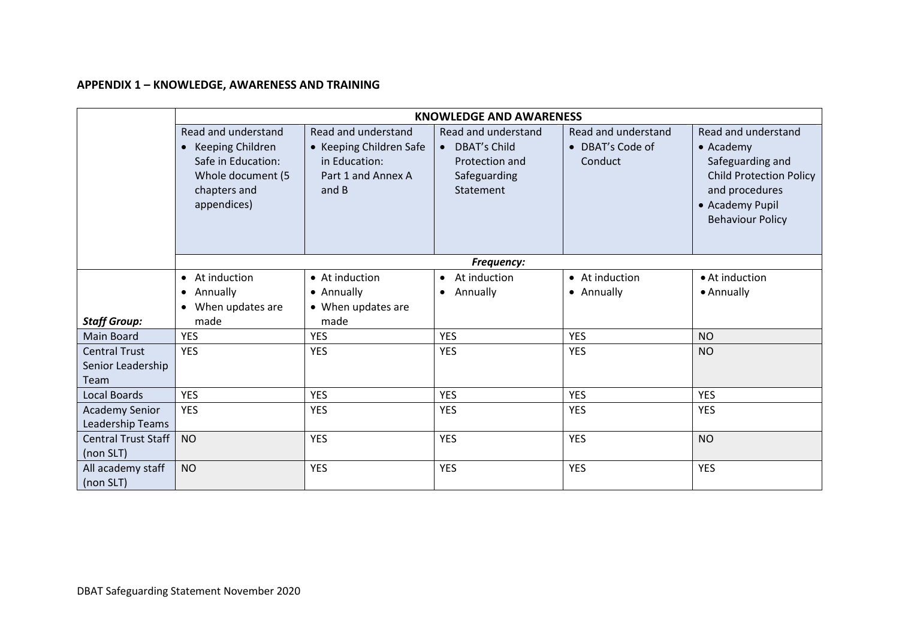**APPENDIX 1 – KNOWLEDGE, AWARENESS AND TRAINING**

| | KNOWLEDGE AND AWARENESS | | | | |
|---|---|---|---|---|---|
| | Read and understand<br>• Keeping Children Safe in Education: Whole document (5 chapters and appendices) | Read and understand<br>• Keeping Children Safe in Education: Part 1 and Annex A and B | Read and understand<br>• DBAT's Child Protection and Safeguarding Statement | Read and understand<br>• DBAT's Code of Conduct | Read and understand<br>• Academy Safeguarding and Child Protection Policy and procedures<br>• Academy Pupil Behaviour Policy |
| | ***Frequency:*** | | | | |
| ***Staff Group:*** | • At induction<br>• Annually<br>• When updates are made | • At induction<br>• Annually<br>• When updates are made | • At induction<br>• Annually | • At induction<br>• Annually | • At induction<br>• Annually |
| Main Board | YES | YES | YES | YES | NO |
| Central Trust Senior Leadership Team | YES | YES | YES | YES | NO |
| Local Boards | YES | YES | YES | YES | YES |
| Academy Senior Leadership Teams | YES | YES | YES | YES | YES |
| Central Trust Staff (non SLT) | NO | YES | YES | YES | NO |
| All academy staff (non SLT) | NO | YES | YES | YES | YES |

DBAT Safeguarding Statement November 2020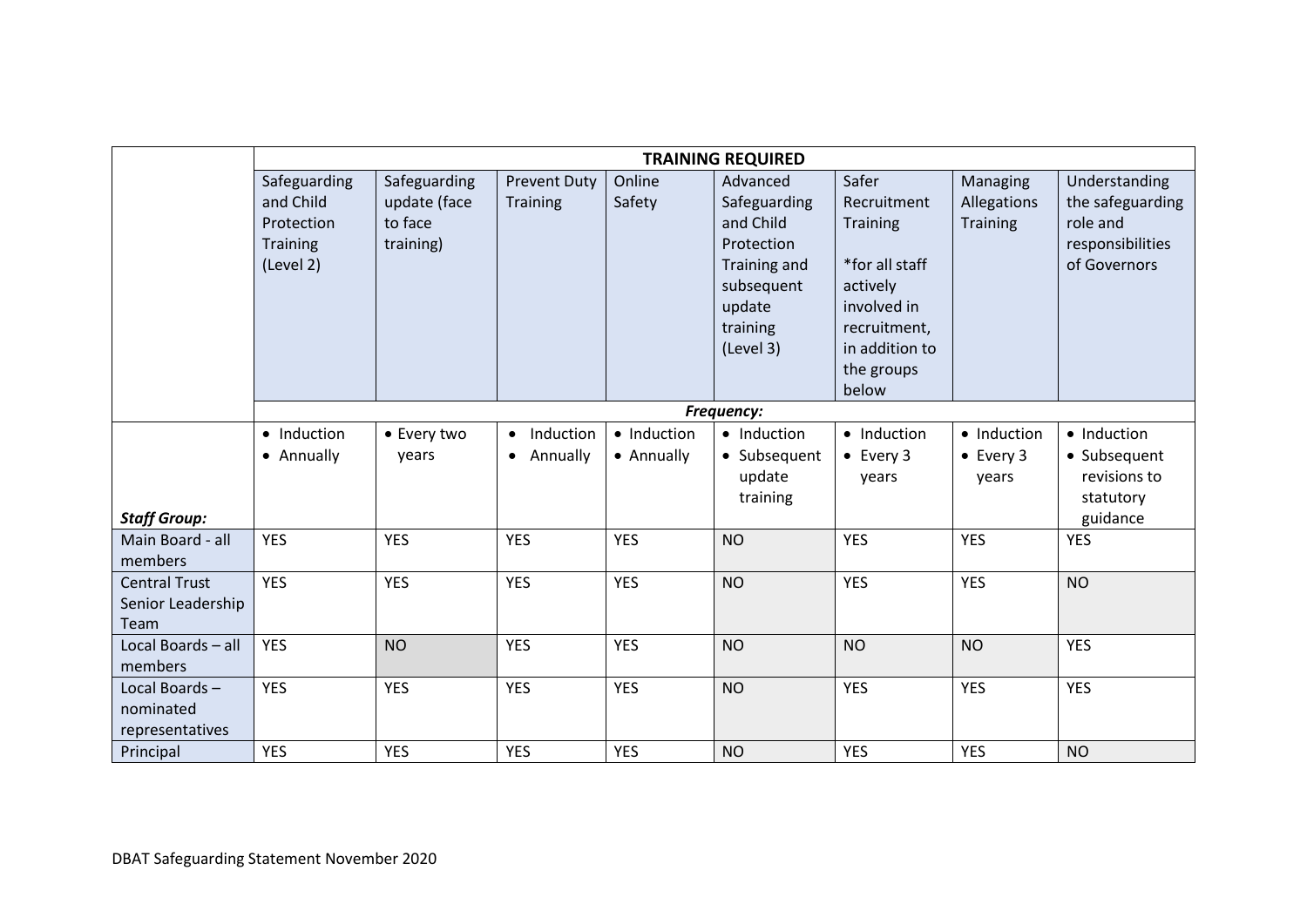| | TRAINING REQUIRED | | | | | | | |
|---|---|---|---|---|---|---|---|---|
| | Safeguarding and Child Protection Training (Level 2) | Safeguarding update (face to face training) | Prevent Duty Training | Online Safety | Advanced Safeguarding and Child Protection Training and subsequent update training (Level 3) | Safer Recruitment Training *for all staff actively involved in recruitment, in addition to the groups below | Managing Allegations Training | Understanding the safeguarding role and responsibilities of Governors |
| | ***Frequency:*** | | | | | | | |
| ***Staff Group:*** | • Induction • Annually | • Every two years | • Induction • Annually | • Induction • Annually | • Induction • Subsequent update training | • Induction • Every 3 years | • Induction • Every 3 years | • Induction • Subsequent revisions to statutory guidance |
| Main Board - all members | YES | YES | YES | YES | NO | YES | YES | YES |
| Central Trust Senior Leadership Team | YES | YES | YES | YES | NO | YES | YES | NO |
| Local Boards – all members | YES | NO | YES | YES | NO | NO | NO | YES |
| Local Boards – nominated representatives | YES | YES | YES | YES | NO | YES | YES | YES |
| Principal | YES | YES | YES | YES | NO | YES | YES | NO |

DBAT Safeguarding Statement November 2020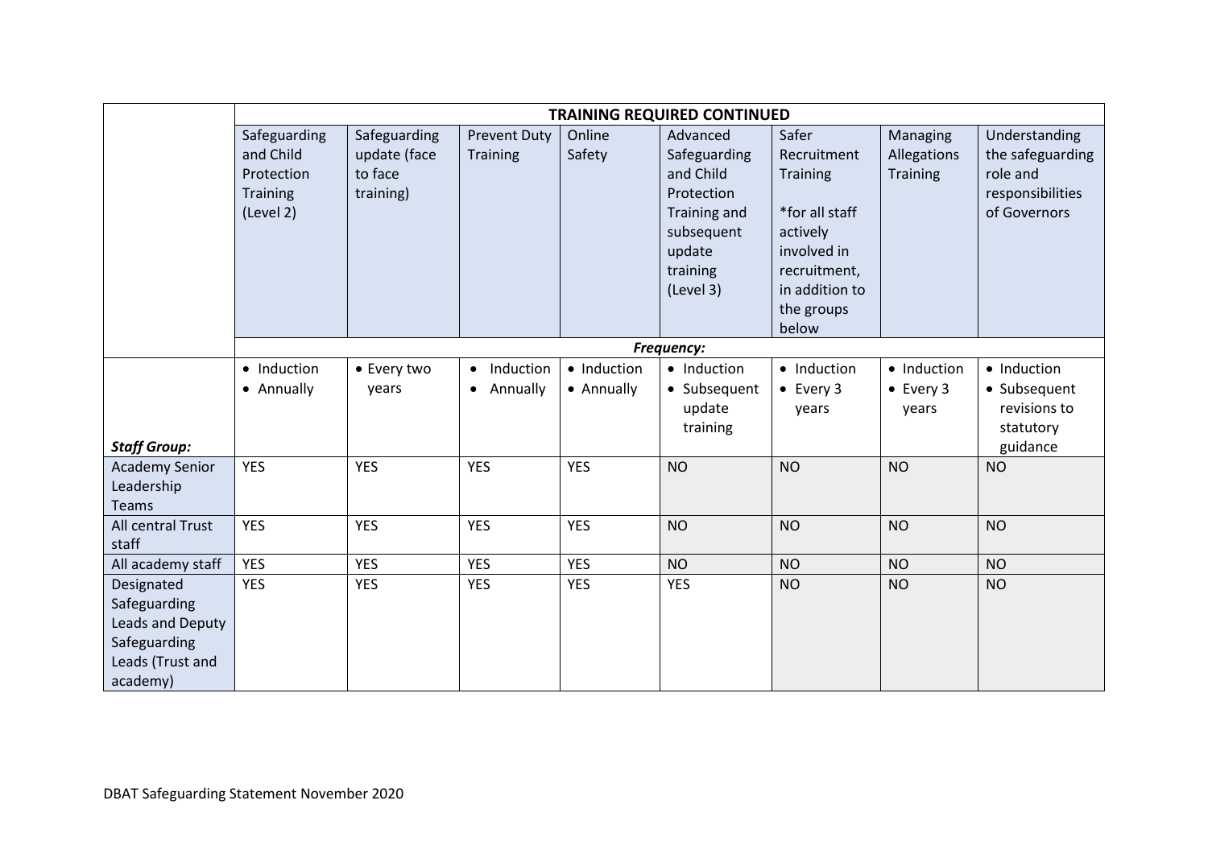| | TRAINING REQUIRED CONTINUED | | | | | | | |
|---|---|---|---|---|---|---|---|---|
| | Safeguarding and Child Protection Training (Level 2) | Safeguarding update (face to face training) | Prevent Duty Training | Online Safety | Advanced Safeguarding and Child Protection Training and subsequent update training (Level 3) | Safer Recruitment Training<br><br>*for all staff actively involved in recruitment, in addition to the groups below | Managing Allegations Training | Understanding the safeguarding role and responsibilities of Governors |
| | ***Frequency:*** | | | | | | | |
| ***Staff Group:*** | • Induction<br>• Annually | • Every two years | • Induction<br>• Annually | • Induction<br>• Annually | • Induction<br>• Subsequent update training | • Induction<br>• Every 3 years | • Induction<br>• Every 3 years | • Induction<br>• Subsequent revisions to statutory guidance |
| Academy Senior Leadership Teams | YES | YES | YES | YES | NO | NO | NO | NO |
| All central Trust staff | YES | YES | YES | YES | NO | NO | NO | NO |
| All academy staff | YES | YES | YES | YES | NO | NO | NO | NO |
| Designated Safeguarding Leads and Deputy Safeguarding Leads (Trust and academy) | YES | YES | YES | YES | YES | NO | NO | NO |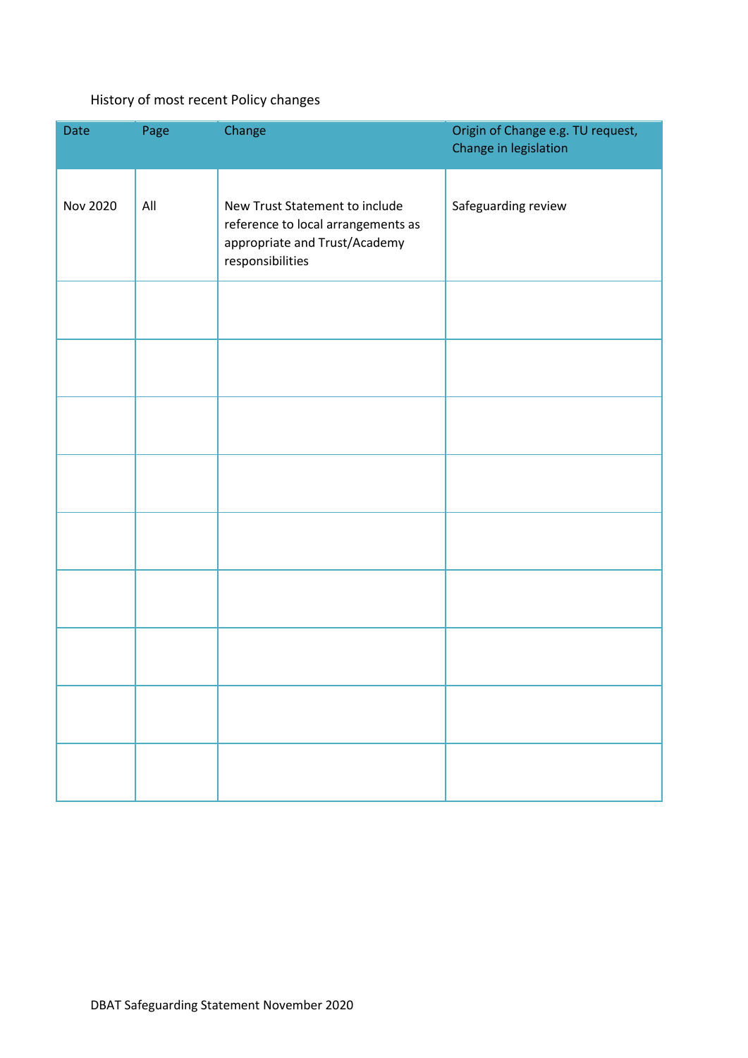History of most recent Policy changes

| Date | Page | Change | Origin of Change e.g. TU request, Change in legislation |
|---|---|---|---|
| Nov 2020 | All | New Trust Statement to include reference to local arrangements as appropriate and Trust/Academy responsibilities | Safeguarding review |
| | | | |
| | | | |
| | | | |
| | | | |
| | | | |
| | | | |
| | | | |
| | | | |
| | | | |